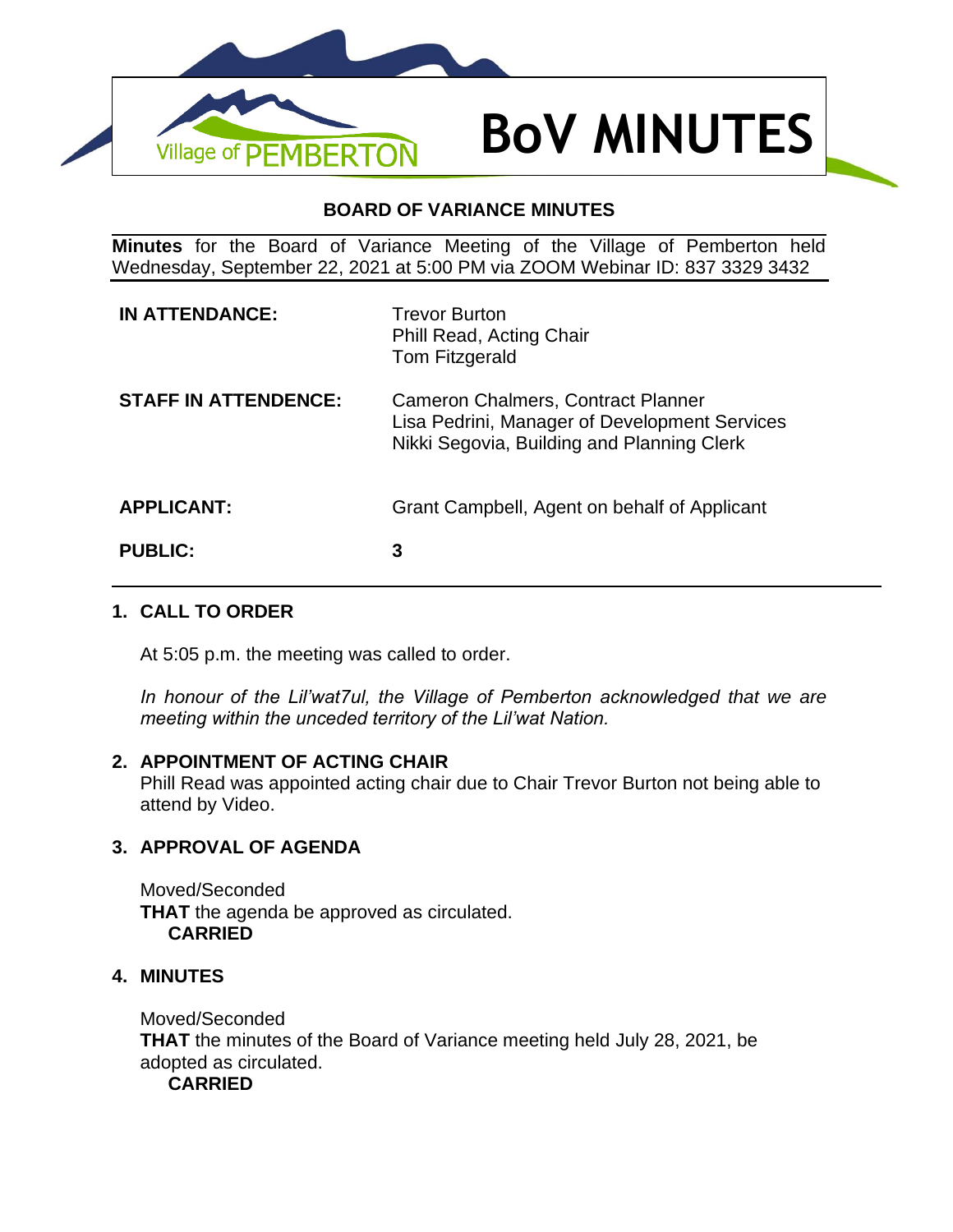# BoV MINUTES

## BOARD OF VARIANCE MINUTES

**Minutes** for the Board of Variance Meeting of the Village of Pemberton held Wednesday, September 22, 2021 at 5:00 PM via ZOOM Webinar ID: 837 3329 3432

| | |
|---|---|
| **IN ATTENDANCE:** | Trevor Burton<br>Phill Read, Acting Chair<br>Tom Fitzgerald |
| **STAFF IN ATTENDENCE:** | Cameron Chalmers, Contract Planner<br>Lisa Pedrini, Manager of Development Services<br>Nikki Segovia, Building and Planning Clerk |
| **APPLICANT:** | Grant Campbell, Agent on behalf of Applicant |
| **PUBLIC:** | 3 |

### 1. CALL TO ORDER

At 5:05 p.m. the meeting was called to order.

*In honour of the Lil'wat7ul, the Village of Pemberton acknowledged that we are meeting within the unceded territory of the Lil'wat Nation.*

### 2. APPOINTMENT OF ACTING CHAIR

Phill Read was appointed acting chair due to Chair Trevor Burton not being able to attend by Video.

### 3. APPROVAL OF AGENDA

Moved/Seconded
**THAT** the agenda be approved as circulated.
**CARRIED**

### 4. MINUTES

Moved/Seconded
**THAT** the minutes of the Board of Variance meeting held July 28, 2021, be adopted as circulated.
**CARRIED**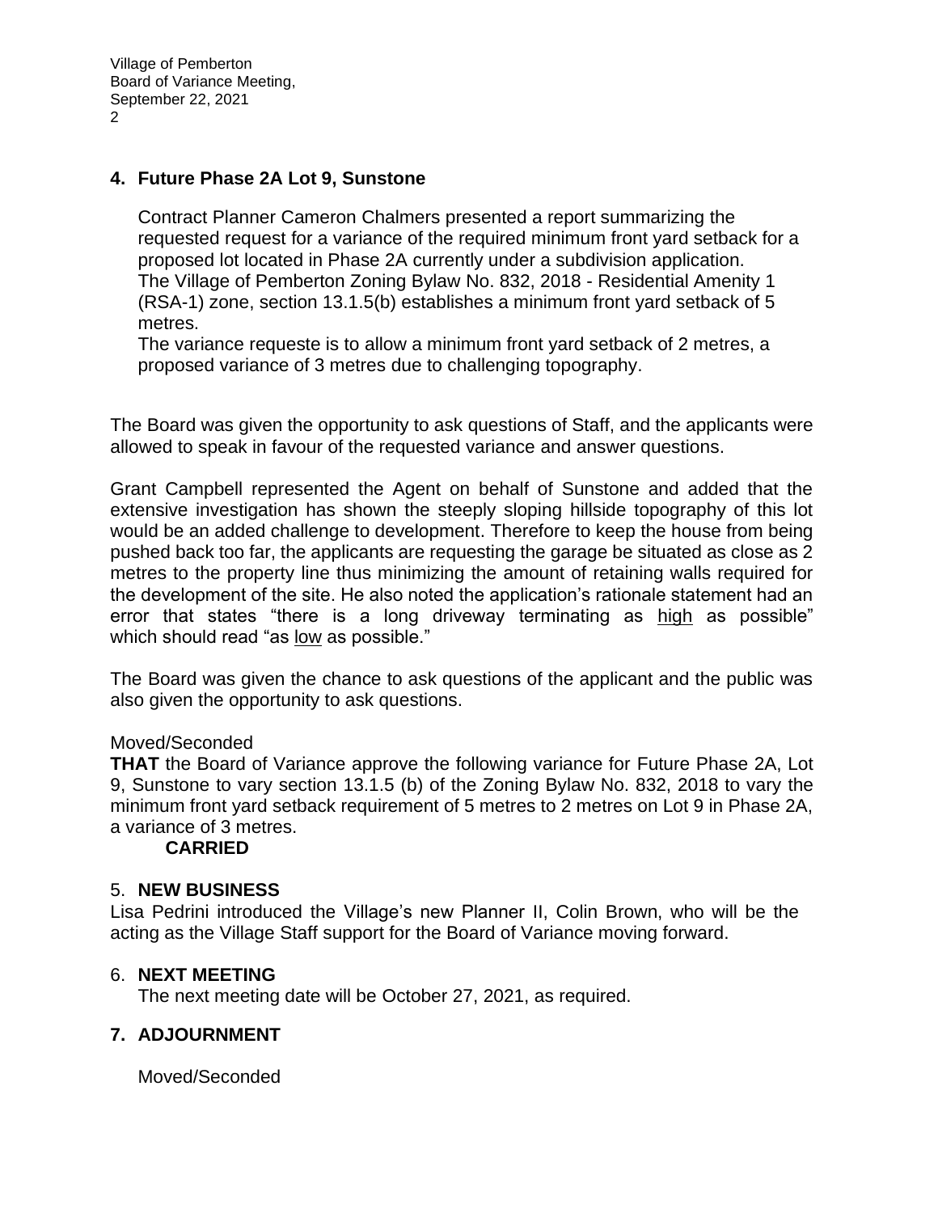## 4. Future Phase 2A Lot 9, Sunstone

Contract Planner Cameron Chalmers presented a report summarizing the requested request for a variance of the required minimum front yard setback for a proposed lot located in Phase 2A currently under a subdivision application. The Village of Pemberton Zoning Bylaw No. 832, 2018 - Residential Amenity 1 (RSA-1) zone, section 13.1.5(b) establishes a minimum front yard setback of 5 metres.
The variance requeste is to allow a minimum front yard setback of 2 metres, a proposed variance of 3 metres due to challenging topography.

The Board was given the opportunity to ask questions of Staff, and the applicants were allowed to speak in favour of the requested variance and answer questions.

Grant Campbell represented the Agent on behalf of Sunstone and added that the extensive investigation has shown the steeply sloping hillside topography of this lot would be an added challenge to development. Therefore to keep the house from being pushed back too far, the applicants are requesting the garage be situated as close as 2 metres to the property line thus minimizing the amount of retaining walls required for the development of the site. He also noted the application's rationale statement had an error that states "there is a long driveway terminating as <u>high</u> as possible" which should read "as <u>low</u> as possible."

The Board was given the chance to ask questions of the applicant and the public was also given the opportunity to ask questions.

Moved/Seconded
**THAT** the Board of Variance approve the following variance for Future Phase 2A, Lot 9, Sunstone to vary section 13.1.5 (b) of the Zoning Bylaw No. 832, 2018 to vary the minimum front yard setback requirement of 5 metres to 2 metres on Lot 9 in Phase 2A, a variance of 3 metres.

**CARRIED**

## 5. NEW BUSINESS

Lisa Pedrini introduced the Village's new Planner II, Colin Brown, who will be the acting as the Village Staff support for the Board of Variance moving forward.

## 6. NEXT MEETING

The next meeting date will be October 27, 2021, as required.

## 7. ADJOURNMENT

Moved/Seconded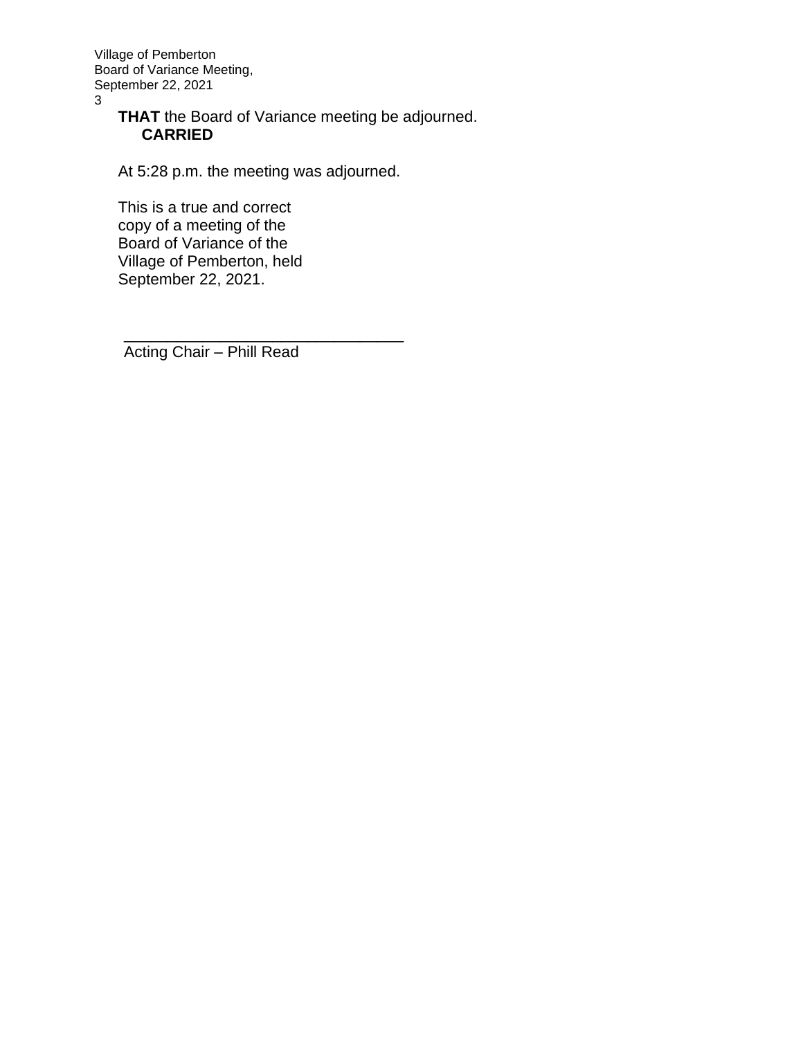**THAT** the Board of Variance meeting be adjourned.
**CARRIED**

At 5:28 p.m. the meeting was adjourned.

This is a true and correct copy of a meeting of the Board of Variance of the Village of Pemberton, held September 22, 2021.

_______________________________
Acting Chair – Phill Read